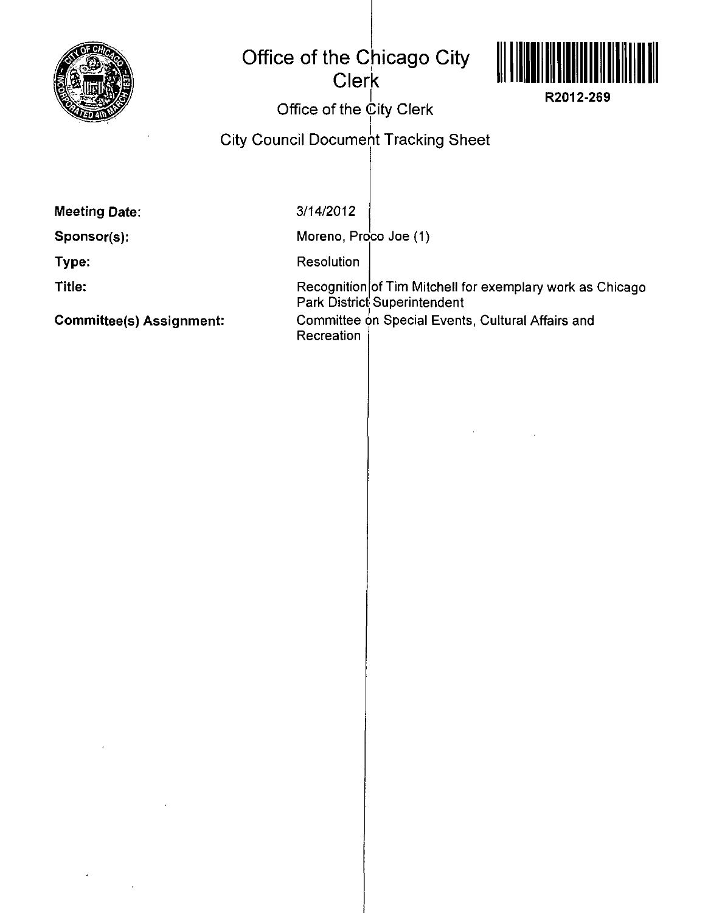# Office of the Chicago City Clerk

R2012-269

## Office of the City Clerk

## City Council Document Tracking Sheet

**Meeting Date:** 3/14/2012

**Sponsor(s):** Moreno, Proco Joe (1)

**Type:** Resolution

**Title:** Recognition of Tim Mitchell for exemplary work as Chicago Park District Superintendent

**Committee(s) Assignment:** Committee on Special Events, Cultural Affairs and Recreation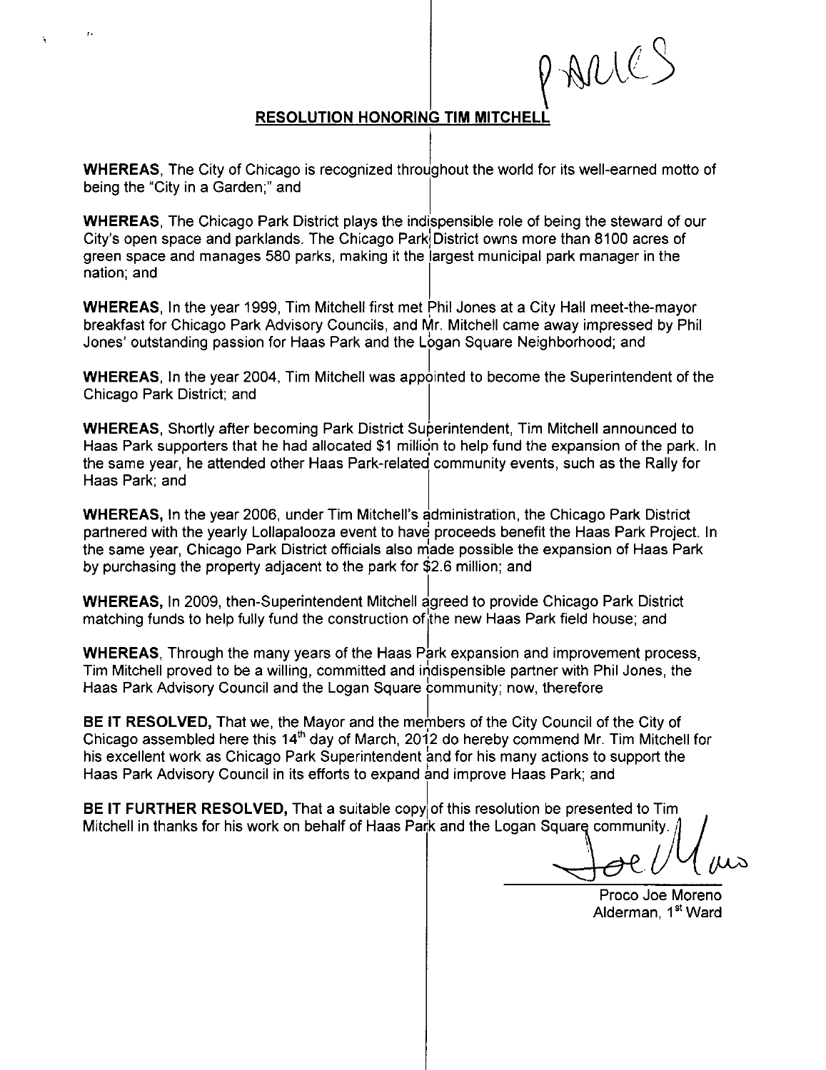PARKS

## RESOLUTION HONORING TIM MITCHELL

**WHEREAS**, The City of Chicago is recognized throughout the world for its well-earned motto of being the "City in a Garden;" and

**WHEREAS**, The Chicago Park District plays the indispensible role of being the steward of our City's open space and parklands. The Chicago Park District owns more than 8100 acres of green space and manages 580 parks, making it the largest municipal park manager in the nation; and

**WHEREAS**, In the year 1999, Tim Mitchell first met Phil Jones at a City Hall meet-the-mayor breakfast for Chicago Park Advisory Councils, and Mr. Mitchell came away impressed by Phil Jones' outstanding passion for Haas Park and the Logan Square Neighborhood; and

**WHEREAS**, In the year 2004, Tim Mitchell was appointed to become the Superintendent of the Chicago Park District; and

**WHEREAS**, Shortly after becoming Park District Superintendent, Tim Mitchell announced to Haas Park supporters that he had allocated $1 million to help fund the expansion of the park. In the same year, he attended other Haas Park-related community events, such as the Rally for Haas Park; and

**WHEREAS,** In the year 2006, under Tim Mitchell's administration, the Chicago Park District partnered with the yearly Lollapalooza event to have proceeds benefit the Haas Park Project. In the same year, Chicago Park District officials also made possible the expansion of Haas Park by purchasing the property adjacent to the park for $2.6 million; and

**WHEREAS,** In 2009, then-Superintendent Mitchell agreed to provide Chicago Park District matching funds to help fully fund the construction of the new Haas Park field house; and

**WHEREAS**, Through the many years of the Haas Park expansion and improvement process, Tim Mitchell proved to be a willing, committed and indispensible partner with Phil Jones, the Haas Park Advisory Council and the Logan Square community; now, therefore

**BE IT RESOLVED,** That we, the Mayor and the members of the City Council of the City of Chicago assembled here this 14th day of March, 2012 do hereby commend Mr. Tim Mitchell for his excellent work as Chicago Park Superintendent and for his many actions to support the Haas Park Advisory Council in its efforts to expand and improve Haas Park; and

**BE IT FURTHER RESOLVED,** That a suitable copy of this resolution be presented to Tim Mitchell in thanks for his work on behalf of Haas Park and the Logan Square community.

Proco Joe Moreno
Alderman, 1st Ward